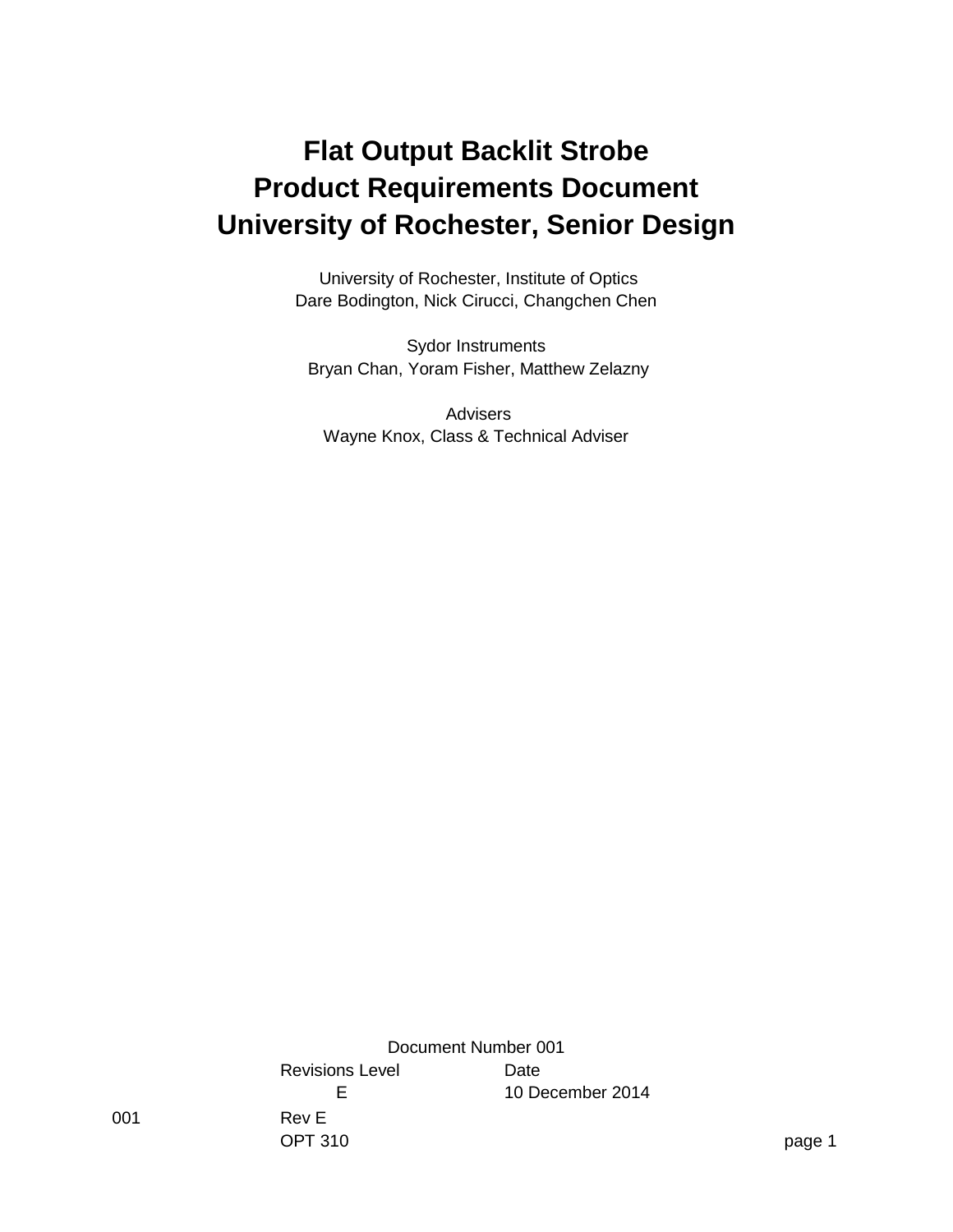# Flat Output Backlit Strobe
# Product Requirements Document
# University of Rochester, Senior Design

University of Rochester, Institute of Optics
Dare Bodington, Nick Cirucci, Changchen Chen

Sydor Instruments
Bryan Chan, Yoram Fisher, Matthew Zelazny

Advisers
Wayne Knox, Class & Technical Adviser

Document Number 001

| Revisions Level | Date |
| --- | --- |
| E | 10 December 2014 |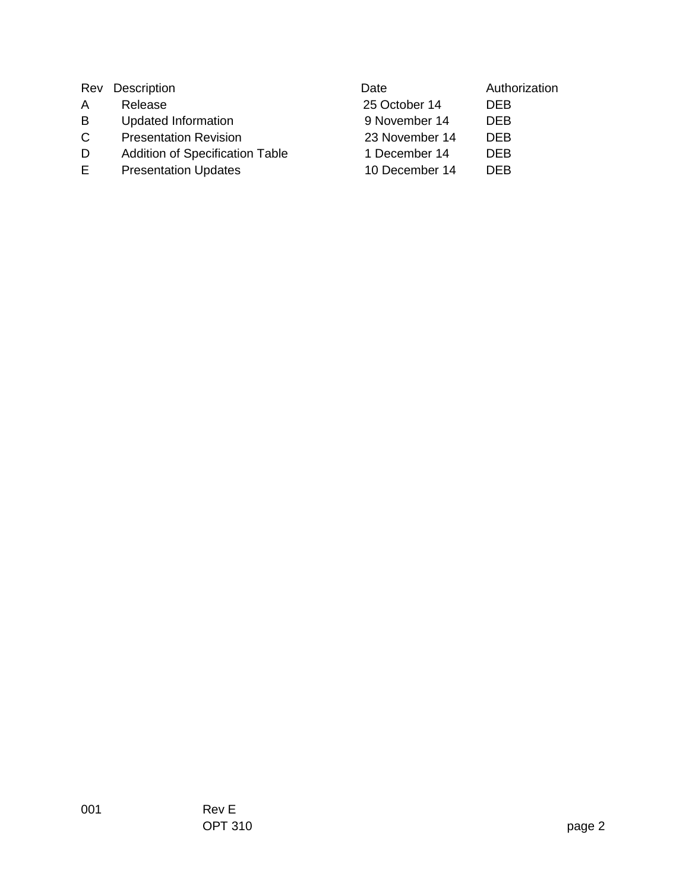| Rev | Description | Date | Authorization |
| --- | --- | --- | --- |
| A | Release | 25 October 14 | DEB |
| B | Updated Information | 9 November 14 | DEB |
| C | Presentation Revision | 23 November 14 | DEB |
| D | Addition of Specification Table | 1 December 14 | DEB |
| E | Presentation Updates | 10 December 14 | DEB |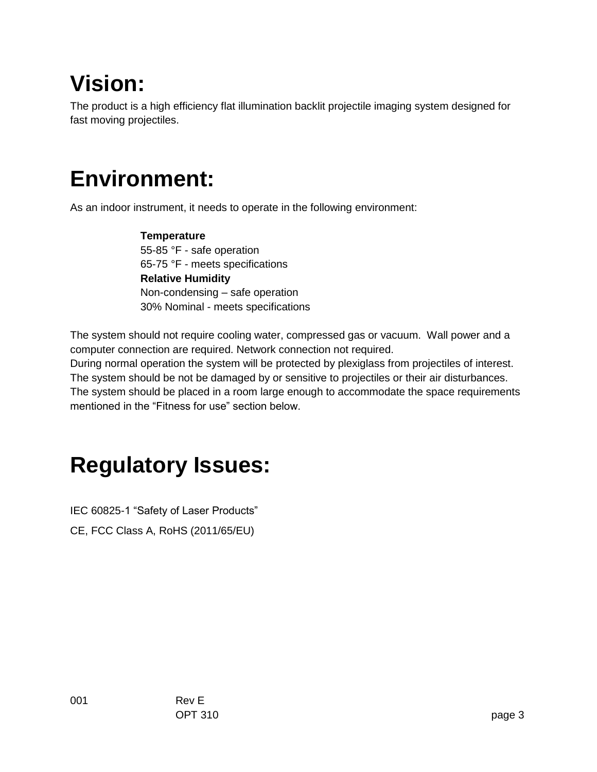# Vision:

The product is a high efficiency flat illumination backlit projectile imaging system designed for fast moving projectiles.

# Environment:

As an indoor instrument, it needs to operate in the following environment:

**Temperature**
55-85 °F - safe operation
65-75 °F - meets specifications
**Relative Humidity**
Non-condensing – safe operation
30% Nominal - meets specifications

The system should not require cooling water, compressed gas or vacuum. Wall power and a computer connection are required. Network connection not required.
During normal operation the system will be protected by plexiglass from projectiles of interest.
The system should be not be damaged by or sensitive to projectiles or their air disturbances.
The system should be placed in a room large enough to accommodate the space requirements mentioned in the "Fitness for use" section below.

# Regulatory Issues:

IEC 60825-1 "Safety of Laser Products"

CE, FCC Class A, RoHS (2011/65/EU)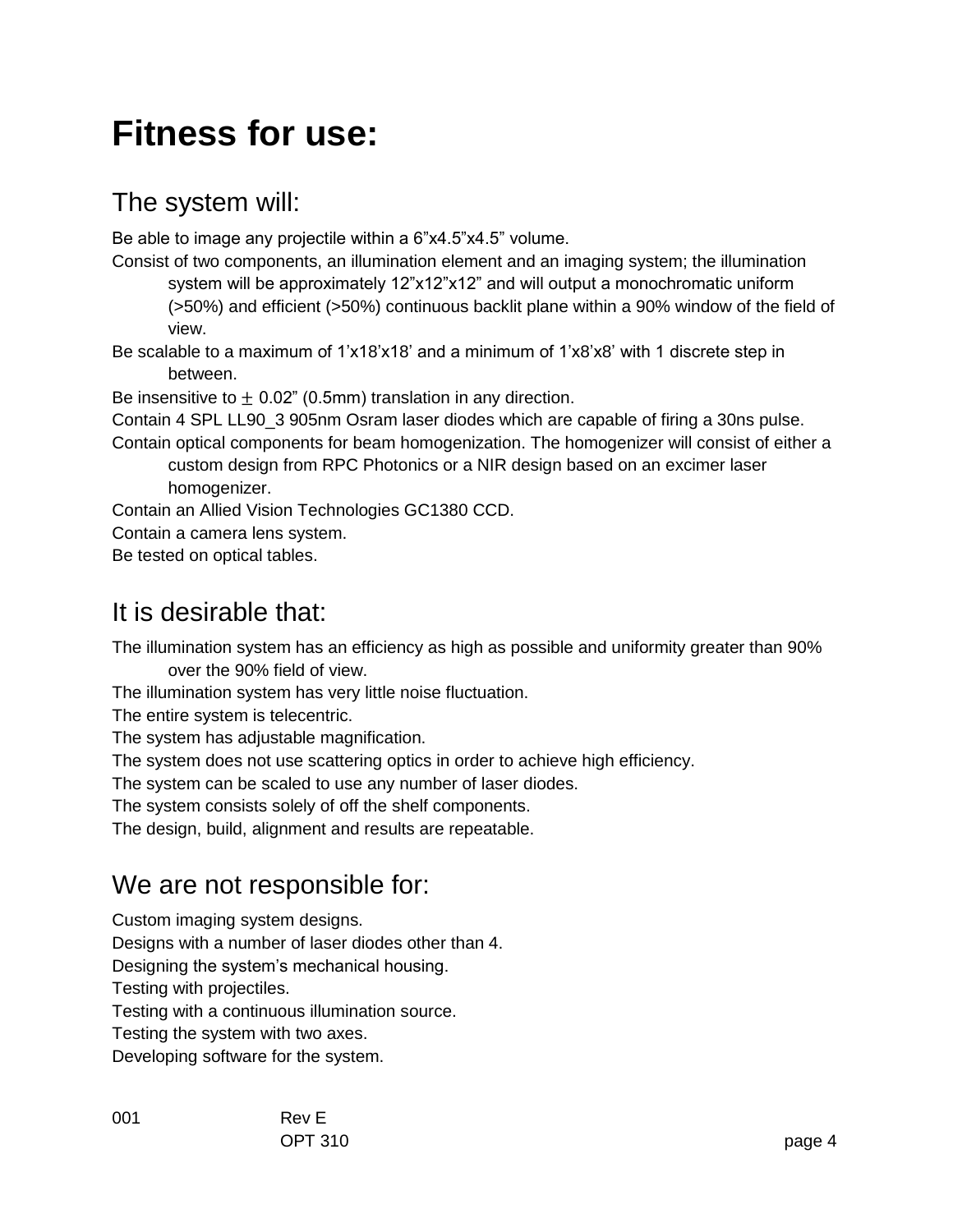# Fitness for use:

## The system will:

Be able to image any projectile within a 6”x4.5”x4.5” volume.

Consist of two components, an illumination element and an imaging system; the illumination system will be approximately 12”x12”x12” and will output a monochromatic uniform (>50%) and efficient (>50%) continuous backlit plane within a 90% window of the field of view.

Be scalable to a maximum of 1’x18’x18’ and a minimum of 1’x8’x8’ with 1 discrete step in between.

Be insensitive to $\pm$ 0.02” (0.5mm) translation in any direction.

Contain 4 SPL LL90_3 905nm Osram laser diodes which are capable of firing a 30ns pulse.

Contain optical components for beam homogenization. The homogenizer will consist of either a custom design from RPC Photonics or a NIR design based on an excimer laser homogenizer.

Contain an Allied Vision Technologies GC1380 CCD.

Contain a camera lens system.

Be tested on optical tables.

## It is desirable that:

The illumination system has an efficiency as high as possible and uniformity greater than 90% over the 90% field of view.

The illumination system has very little noise fluctuation.

The entire system is telecentric.

The system has adjustable magnification.

The system does not use scattering optics in order to achieve high efficiency.

The system can be scaled to use any number of laser diodes.

The system consists solely of off the shelf components.

The design, build, alignment and results are repeatable.

## We are not responsible for:

Custom imaging system designs.

Designs with a number of laser diodes other than 4.

Designing the system’s mechanical housing.

Testing with projectiles.

Testing with a continuous illumination source.

Testing the system with two axes.

Developing software for the system.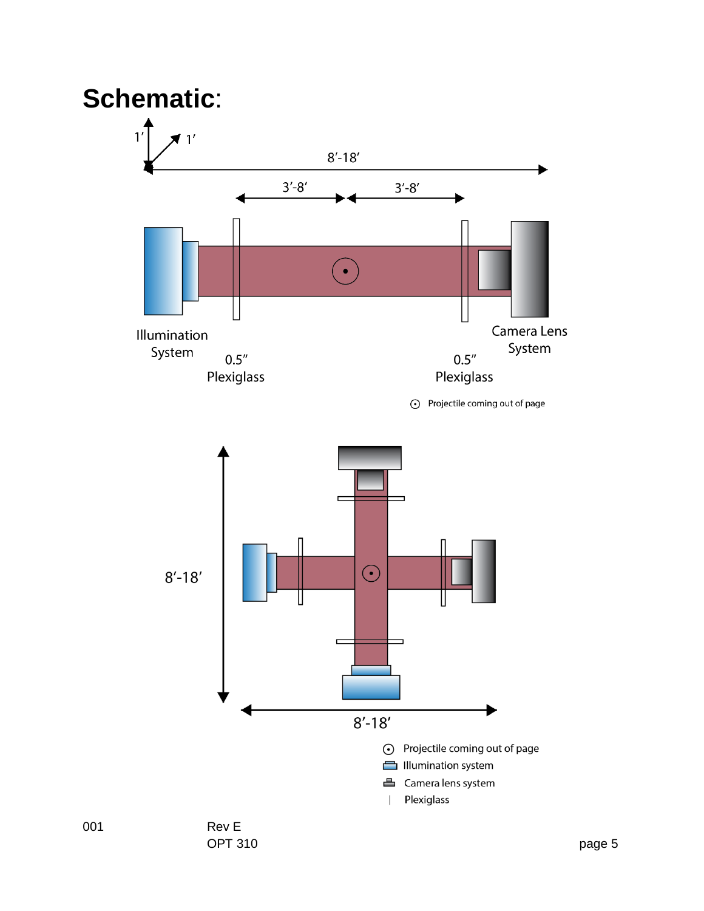# Schematic:

1′ 1′

8′-18′

3′-8′ 3′-8′

Illumination System

0.5″ Plexiglass

0.5″ Plexiglass

Camera Lens System

⊙ Projectile coming out of page

8′-18′

8′-18′

⊙ Projectile coming out of page

Illumination system

Camera lens system

Plexiglass

001 Rev E OPT 310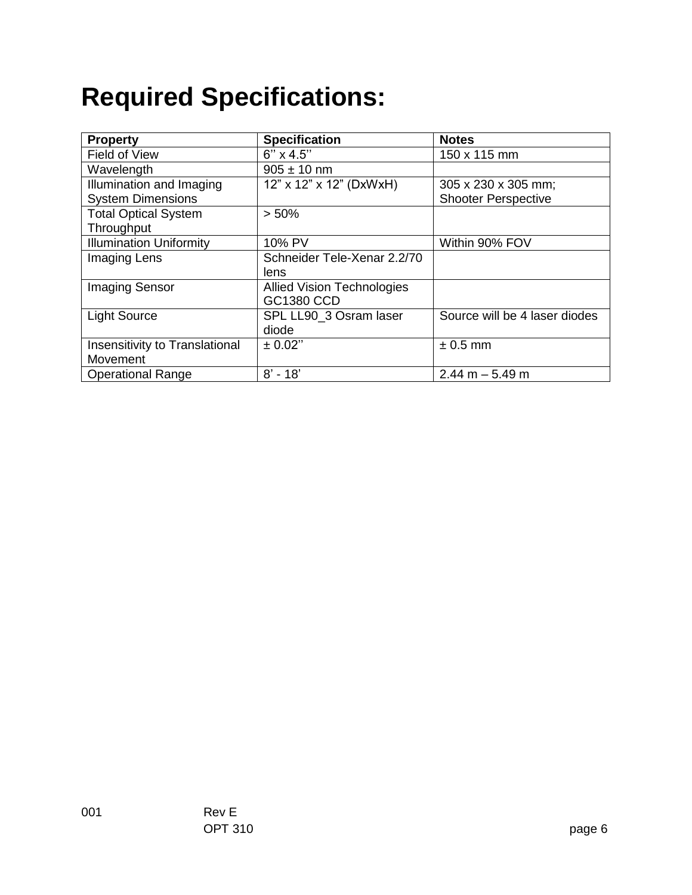# Required Specifications:

| Property | Specification | Notes |
|---|---|---|
| Field of View | 6'' x 4.5'' | 150 x 115 mm |
| Wavelength | 905 ± 10 nm | |
| Illumination and Imaging System Dimensions | 12" x 12" x 12" (DxWxH) | 305 x 230 x 305 mm; Shooter Perspective |
| Total Optical System Throughput | > 50% | |
| Illumination Uniformity | 10% PV | Within 90% FOV |
| Imaging Lens | Schneider Tele-Xenar 2.2/70 lens | |
| Imaging Sensor | Allied Vision Technologies GC1380 CCD | |
| Light Source | SPL LL90_3 Osram laser diode | Source will be 4 laser diodes |
| Insensitivity to Translational Movement | ± 0.02'' | ± 0.5 mm |
| Operational Range | 8' - 18' | 2.44 m – 5.49 m |